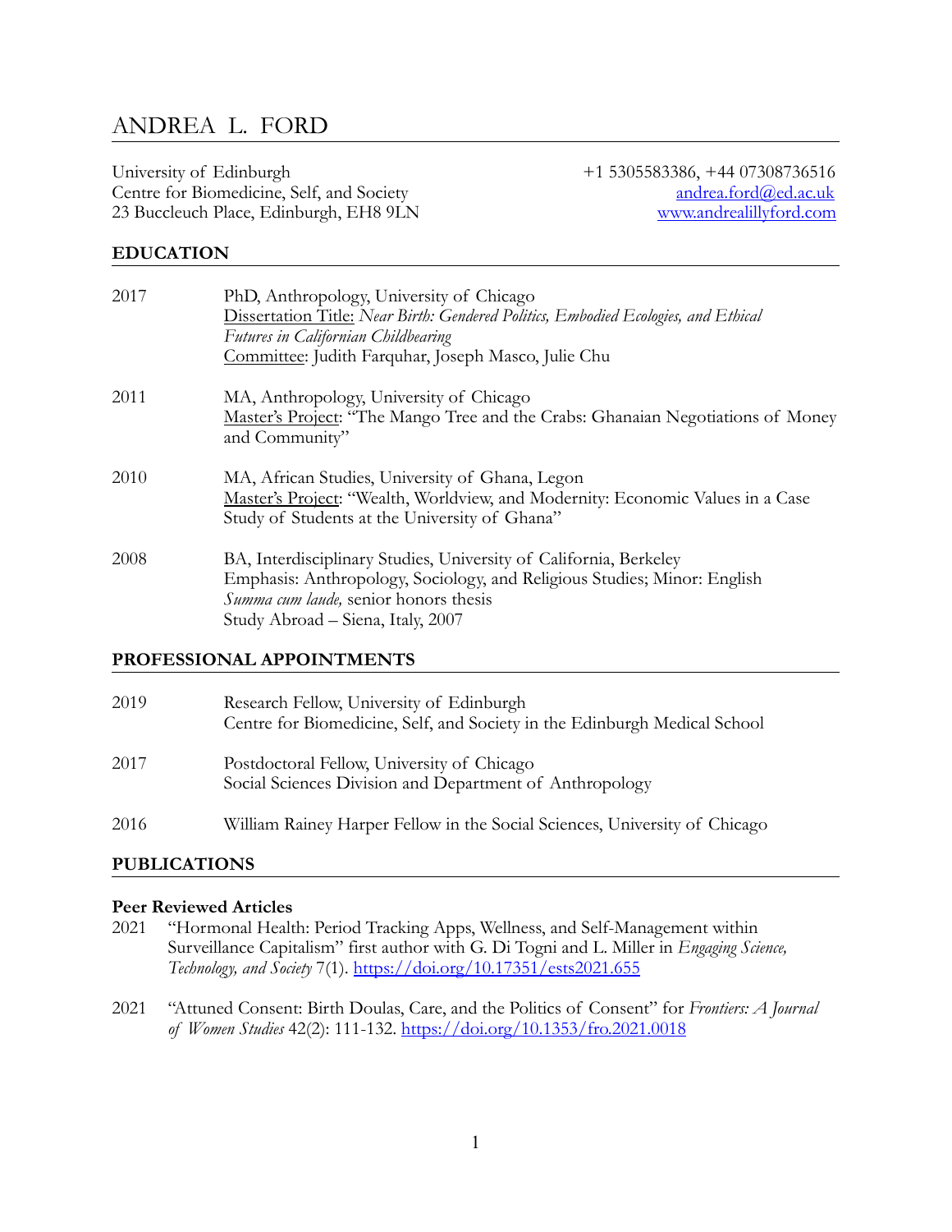# ANDREA L. FORD

University of Edinburgh
Centre for Biomedicine, Self, and Society
23 Buccleuch Place, Edinburgh, EH8 9LN

+1 5305583386, +44 07308736516
andrea.ford@ed.ac.uk
www.andrealillyford.com

## EDUCATION

2017 PhD, Anthropology, University of Chicago
Dissertation Title: *Near Birth: Gendered Politics, Embodied Ecologies, and Ethical Futures in Californian Childbearing*
Committee: Judith Farquhar, Joseph Masco, Julie Chu

2011 MA, Anthropology, University of Chicago
Master's Project: "The Mango Tree and the Crabs: Ghanaian Negotiations of Money and Community"

2010 MA, African Studies, University of Ghana, Legon
Master's Project: "Wealth, Worldview, and Modernity: Economic Values in a Case Study of Students at the University of Ghana"

2008 BA, Interdisciplinary Studies, University of California, Berkeley
Emphasis: Anthropology, Sociology, and Religious Studies; Minor: English
*Summa cum laude,* senior honors thesis
Study Abroad – Siena, Italy, 2007

## PROFESSIONAL APPOINTMENTS

2019 Research Fellow, University of Edinburgh
Centre for Biomedicine, Self, and Society in the Edinburgh Medical School

2017 Postdoctoral Fellow, University of Chicago
Social Sciences Division and Department of Anthropology

2016 William Rainey Harper Fellow in the Social Sciences, University of Chicago

## PUBLICATIONS

### Peer Reviewed Articles

2021 "Hormonal Health: Period Tracking Apps, Wellness, and Self-Management within Surveillance Capitalism" first author with G. Di Togni and L. Miller in *Engaging Science, Technology, and Society* 7(1). https://doi.org/10.17351/ests2021.655

2021 "Attuned Consent: Birth Doulas, Care, and the Politics of Consent" for *Frontiers: A Journal of Women Studies* 42(2): 111-132. https://doi.org/10.1353/fro.2021.0018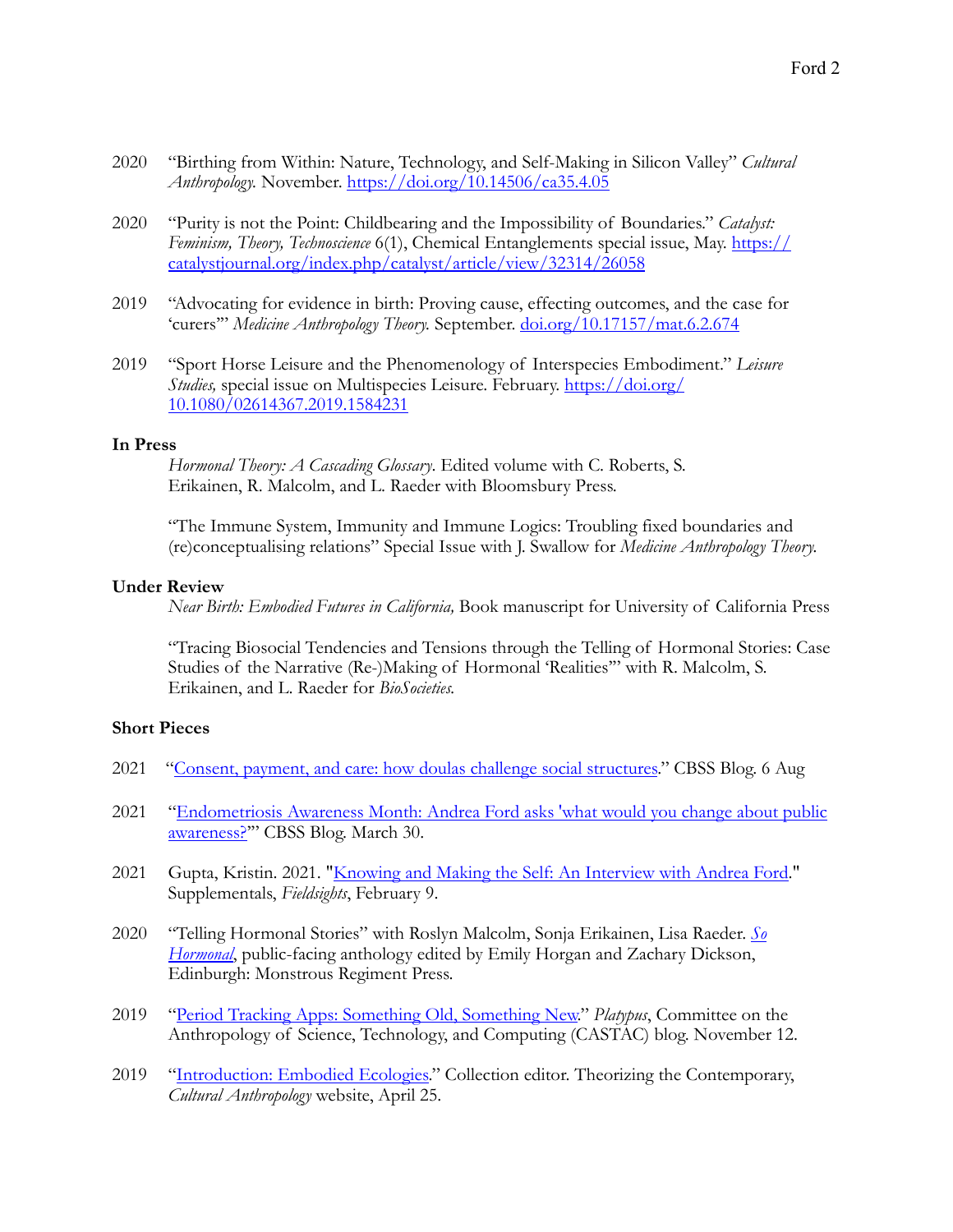2020 "Birthing from Within: Nature, Technology, and Self-Making in Silicon Valley" *Cultural Anthropology*. November. https://doi.org/10.14506/ca35.4.05

2020 "Purity is not the Point: Childbearing and the Impossibility of Boundaries." *Catalyst: Feminism, Theory, Technoscience* 6(1), Chemical Entanglements special issue, May. https://catalystjournal.org/index.php/catalyst/article/view/32314/26058

2019 "Advocating for evidence in birth: Proving cause, effecting outcomes, and the case for 'curers'" *Medicine Anthropology Theory*. September. doi.org/10.17157/mat.6.2.674

2019 "Sport Horse Leisure and the Phenomenology of Interspecies Embodiment." *Leisure Studies,* special issue on Multispecies Leisure. February. https://doi.org/10.1080/02614367.2019.1584231

**In Press**

*Hormonal Theory: A Cascading Glossary*. Edited volume with C. Roberts, S. Erikainen, R. Malcolm, and L. Raeder with Bloomsbury Press.

"The Immune System, Immunity and Immune Logics: Troubling fixed boundaries and (re)conceptualising relations" Special Issue with J. Swallow for *Medicine Anthropology Theory*.

**Under Review**

*Near Birth: Embodied Futures in California,* Book manuscript for University of California Press

"Tracing Biosocial Tendencies and Tensions through the Telling of Hormonal Stories: Case Studies of the Narrative (Re-)Making of Hormonal 'Realities'" with R. Malcolm, S. Erikainen, and L. Raeder for *BioSocieties*.

**Short Pieces**

2021 "Consent, payment, and care: how doulas challenge social structures." CBSS Blog. 6 Aug

2021 "Endometriosis Awareness Month: Andrea Ford asks 'what would you change about public awareness?'" CBSS Blog. March 30.

2021 Gupta, Kristin. 2021. "Knowing and Making the Self: An Interview with Andrea Ford." Supplementals, *Fieldsights*, February 9.

2020 "Telling Hormonal Stories" with Roslyn Malcolm, Sonja Erikainen, Lisa Raeder. *So Hormonal*, public-facing anthology edited by Emily Horgan and Zachary Dickson, Edinburgh: Monstrous Regiment Press.

2019 "Period Tracking Apps: Something Old, Something New." *Platypus*, Committee on the Anthropology of Science, Technology, and Computing (CASTAC) blog. November 12.

2019 "Introduction: Embodied Ecologies." Collection editor. Theorizing the Contemporary, *Cultural Anthropology* website, April 25.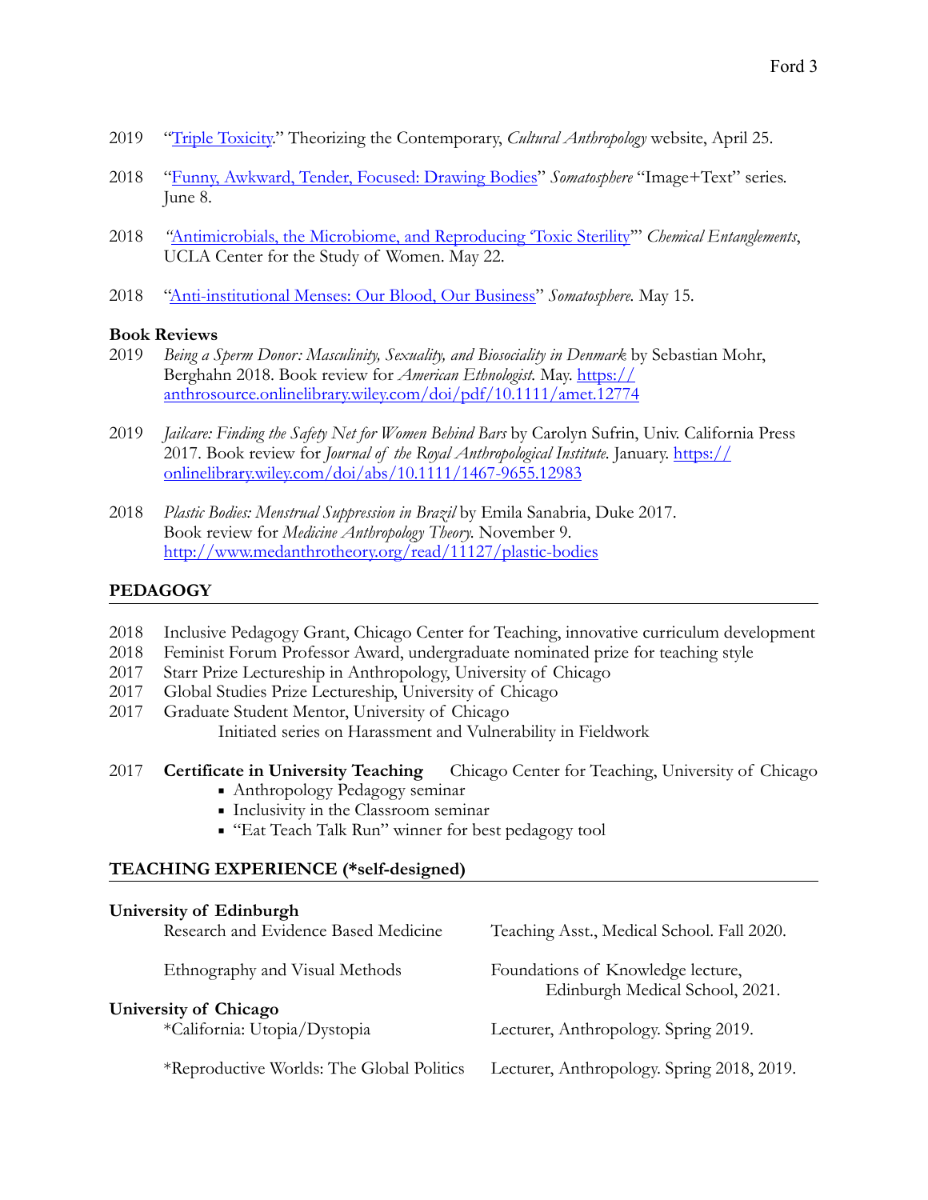2019 "[Triple Toxicity](#)." Theorizing the Contemporary, *Cultural Anthropology* website, April 25.

2018 "[Funny, Awkward, Tender, Focused: Drawing Bodies](#)" *Somatosphere* "Image+Text" series. June 8.

2018 "[Antimicrobials, the Microbiome, and Reproducing 'Toxic Sterility](#)'" *Chemical Entanglements*, UCLA Center for the Study of Women. May 22.

2018 "[Anti-institutional Menses: Our Blood, Our Business](#)" *Somatosphere.* May 15.

**Book Reviews**

2019 *Being a Sperm Donor: Masculinity, Sexuality, and Biosociality in Denmark* by Sebastian Mohr, Berghahn 2018. Book review for *American Ethnologist.* May. https://anthrosource.onlinelibrary.wiley.com/doi/pdf/10.1111/amet.12774

2019 *Jailcare: Finding the Safety Net for Women Behind Bars* by Carolyn Sufrin, Univ. California Press 2017. Book review for *Journal of the Royal Anthropological Institute.* January. https://onlinelibrary.wiley.com/doi/abs/10.1111/1467-9655.12983

2018 *Plastic Bodies: Menstrual Suppression in Brazil* by Emila Sanabria, Duke 2017. Book review for *Medicine Anthropology Theory.* November 9. http://www.medanthrotheory.org/read/11127/plastic-bodies

## PEDAGOGY

2018 Inclusive Pedagogy Grant, Chicago Center for Teaching, innovative curriculum development
2018 Feminist Forum Professor Award, undergraduate nominated prize for teaching style
2017 Starr Prize Lectureship in Anthropology, University of Chicago
2017 Global Studies Prize Lectureship, University of Chicago
2017 Graduate Student Mentor, University of Chicago
Initiated series on Harassment and Vulnerability in Fieldwork

2017 **Certificate in University Teaching** Chicago Center for Teaching, University of Chicago

- Anthropology Pedagogy seminar
- Inclusivity in the Classroom seminar
- "Eat Teach Talk Run" winner for best pedagogy tool

## TEACHING EXPERIENCE (*self-designed)

**University of Edinburgh**

Research and Evidence Based Medicine — Teaching Asst., Medical School. Fall 2020.

Ethnography and Visual Methods — Foundations of Knowledge lecture, Edinburgh Medical School, 2021.

**University of Chicago**

*California: Utopia/Dystopia — Lecturer, Anthropology. Spring 2019.

*Reproductive Worlds: The Global Politics — Lecturer, Anthropology. Spring 2018, 2019.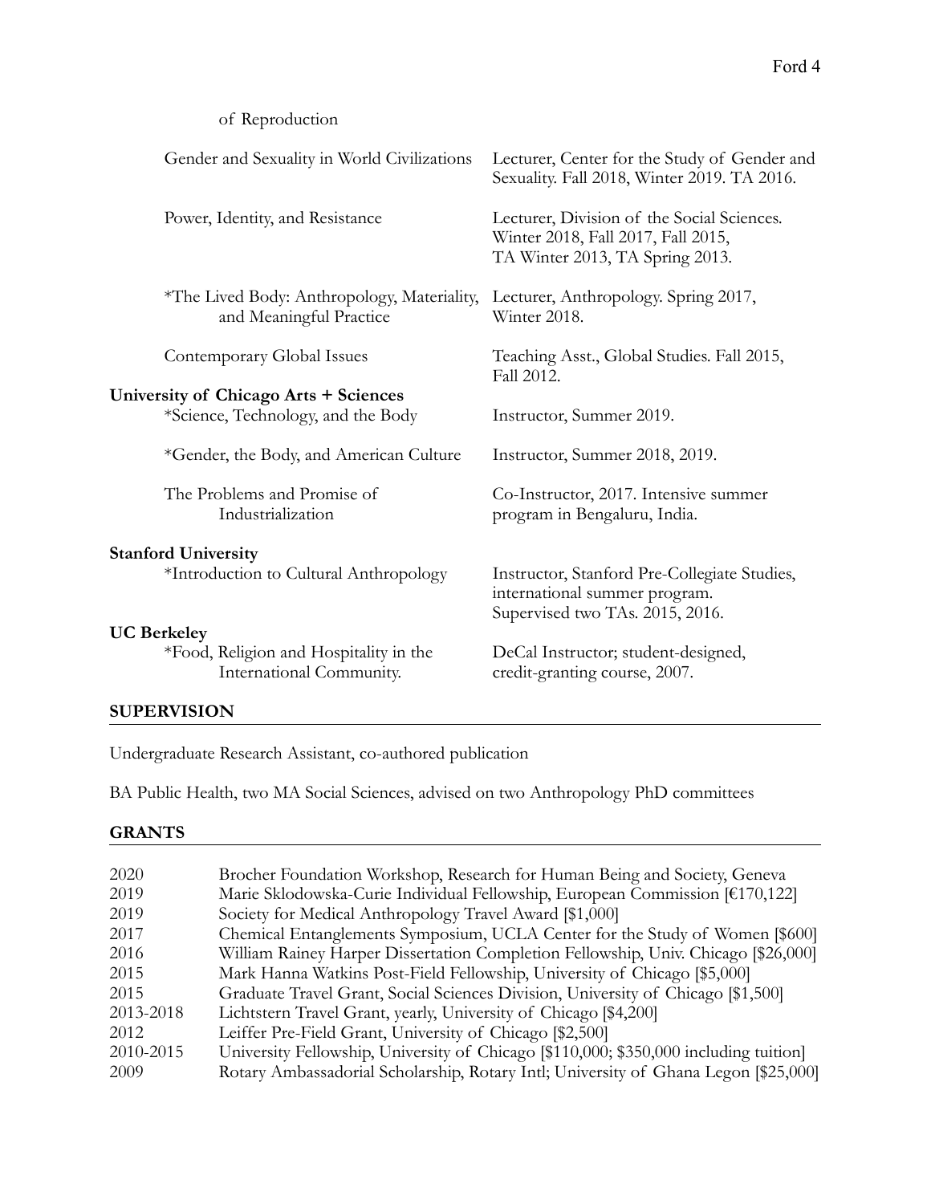of Reproduction

| | |
|---|---|
| Gender and Sexuality in World Civilizations | Lecturer, Center for the Study of Gender and Sexuality. Fall 2018, Winter 2019. TA 2016. |
| Power, Identity, and Resistance | Lecturer, Division of the Social Sciences. Winter 2018, Fall 2017, Fall 2015, TA Winter 2013, TA Spring 2013. |
| *The Lived Body: Anthropology, Materiality, and Meaningful Practice | Lecturer, Anthropology. Spring 2017, Winter 2018. |
| Contemporary Global Issues | Teaching Asst., Global Studies. Fall 2015, Fall 2012. |

**University of Chicago Arts + Sciences**

| | |
|---|---|
| *Science, Technology, and the Body | Instructor, Summer 2019. |
| *Gender, the Body, and American Culture | Instructor, Summer 2018, 2019. |
| The Problems and Promise of Industrialization | Co-Instructor, 2017. Intensive summer program in Bengaluru, India. |

**Stanford University**

| | |
|---|---|
| *Introduction to Cultural Anthropology | Instructor, Stanford Pre-Collegiate Studies, international summer program. Supervised two TAs. 2015, 2016. |

**UC Berkeley**

| | |
|---|---|
| *Food, Religion and Hospitality in the International Community. | DeCal Instructor; student-designed, credit-granting course, 2007. |

## SUPERVISION

Undergraduate Research Assistant, co-authored publication

BA Public Health, two MA Social Sciences, advised on two Anthropology PhD committees

## GRANTS

| | |
|---|---|
| 2020 | Brocher Foundation Workshop, Research for Human Being and Society, Geneva |
| 2019 | Marie Sklodowska-Curie Individual Fellowship, European Commission [€170,122] |
| 2019 | Society for Medical Anthropology Travel Award [$1,000] |
| 2017 | Chemical Entanglements Symposium, UCLA Center for the Study of Women [$600] |
| 2016 | William Rainey Harper Dissertation Completion Fellowship, Univ. Chicago [$26,000] |
| 2015 | Mark Hanna Watkins Post-Field Fellowship, University of Chicago [$5,000] |
| 2015 | Graduate Travel Grant, Social Sciences Division, University of Chicago [$1,500] |
| 2013-2018 | Lichtstern Travel Grant, yearly, University of Chicago [$4,200] |
| 2012 | Leiffer Pre-Field Grant, University of Chicago [$2,500] |
| 2010-2015 | University Fellowship, University of Chicago [$110,000; $350,000 including tuition] |
| 2009 | Rotary Ambassadorial Scholarship, Rotary Intl; University of Ghana Legon [$25,000] |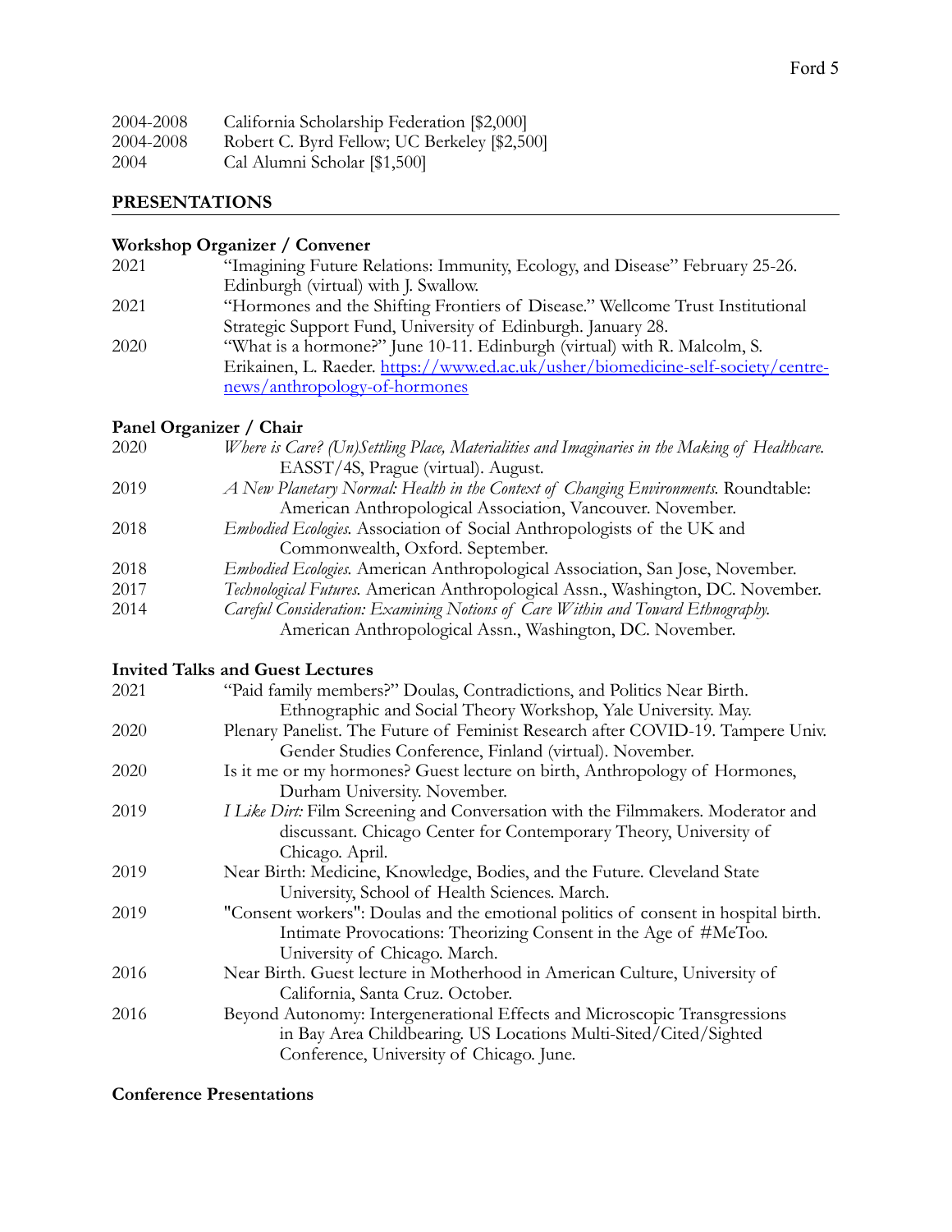| | |
|---|---|
| 2004-2008 | California Scholarship Federation [$2,000] |
| 2004-2008 | Robert C. Byrd Fellow; UC Berkeley [$2,500] |
| 2004 | Cal Alumni Scholar [$1,500] |

## PRESENTATIONS

### Workshop Organizer / Convener

| | |
|---|---|
| 2021 | "Imagining Future Relations: Immunity, Ecology, and Disease" February 25-26. Edinburgh (virtual) with J. Swallow. |
| 2021 | "Hormones and the Shifting Frontiers of Disease." Wellcome Trust Institutional Strategic Support Fund, University of Edinburgh. January 28. |
| 2020 | "What is a hormone?" June 10-11. Edinburgh (virtual) with R. Malcolm, S. Erikainen, L. Raeder. https://www.ed.ac.uk/usher/biomedicine-self-society/centre-news/anthropology-of-hormones |

### Panel Organizer / Chair

| | |
|---|---|
| 2020 | *Where is Care? (Un)Settling Place, Materialities and Imaginaries in the Making of Healthcare.* EASST/4S, Prague (virtual). August. |
| 2019 | *A New Planetary Normal: Health in the Context of Changing Environments.* Roundtable: American Anthropological Association, Vancouver. November. |
| 2018 | *Embodied Ecologies.* Association of Social Anthropologists of the UK and Commonwealth, Oxford. September. |
| 2018 | *Embodied Ecologies.* American Anthropological Association, San Jose, November. |
| 2017 | *Technological Futures.* American Anthropological Assn., Washington, DC. November. |
| 2014 | *Careful Consideration: Examining Notions of Care Within and Toward Ethnography.* American Anthropological Assn., Washington, DC. November. |

### Invited Talks and Guest Lectures

| | |
|---|---|
| 2021 | "Paid family members?" Doulas, Contradictions, and Politics Near Birth. Ethnographic and Social Theory Workshop, Yale University. May. |
| 2020 | Plenary Panelist. The Future of Feminist Research after COVID-19. Tampere Univ. Gender Studies Conference, Finland (virtual). November. |
| 2020 | Is it me or my hormones? Guest lecture on birth, Anthropology of Hormones, Durham University. November. |
| 2019 | *I Like Dirt:* Film Screening and Conversation with the Filmmakers. Moderator and discussant. Chicago Center for Contemporary Theory, University of Chicago. April. |
| 2019 | Near Birth: Medicine, Knowledge, Bodies, and the Future. Cleveland State University, School of Health Sciences. March. |
| 2019 | "Consent workers": Doulas and the emotional politics of consent in hospital birth. Intimate Provocations: Theorizing Consent in the Age of #MeToo. University of Chicago. March. |
| 2016 | Near Birth. Guest lecture in Motherhood in American Culture, University of California, Santa Cruz. October. |
| 2016 | Beyond Autonomy: Intergenerational Effects and Microscopic Transgressions in Bay Area Childbearing. US Locations Multi-Sited/Cited/Sighted Conference, University of Chicago. June. |

### Conference Presentations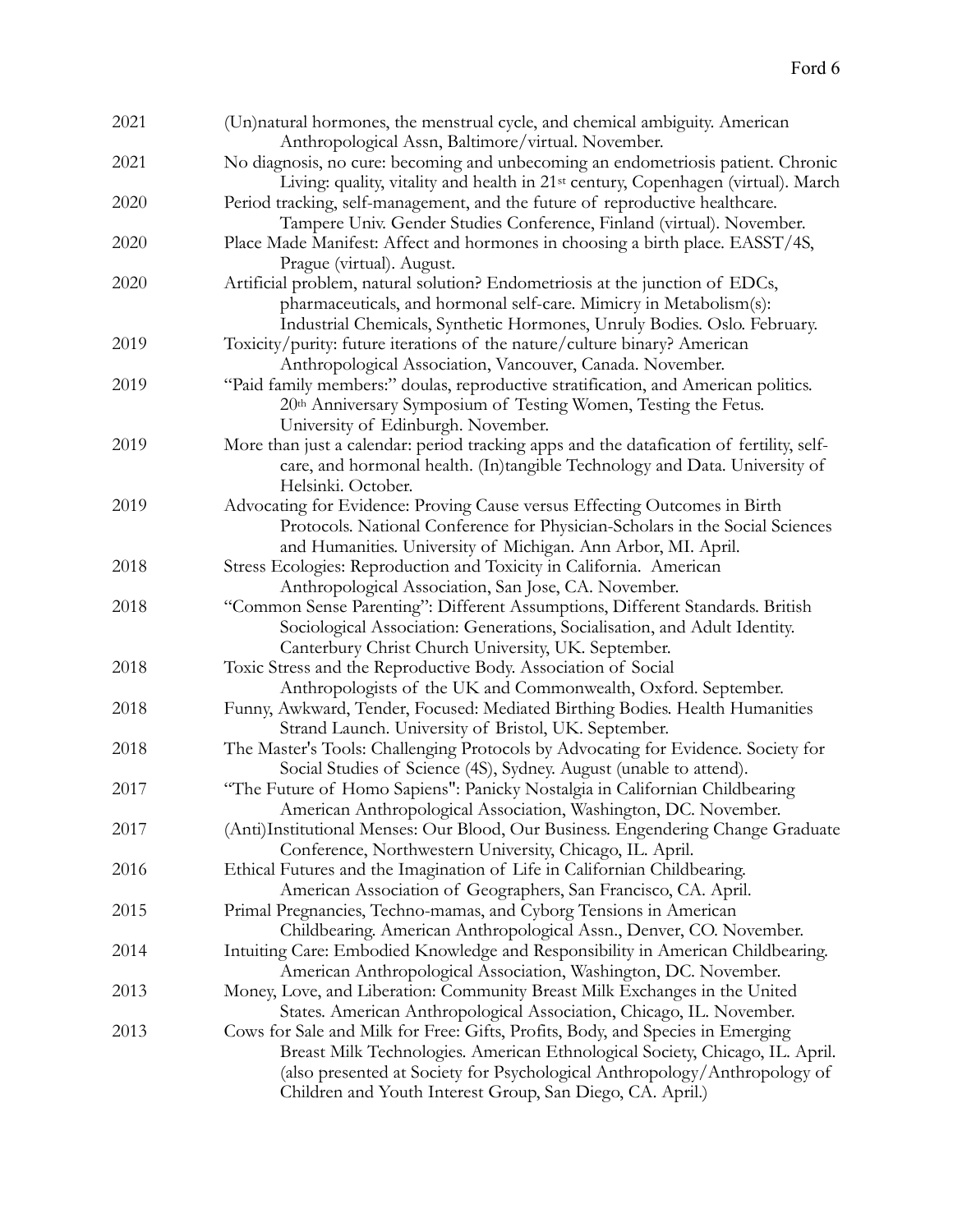| | |
|---|---|
| 2021 | (Un)natural hormones, the menstrual cycle, and chemical ambiguity. American Anthropological Assn, Baltimore/virtual. November. |
| 2021 | No diagnosis, no cure: becoming and unbecoming an endometriosis patient. Chronic Living: quality, vitality and health in 21st century, Copenhagen (virtual). March |
| 2020 | Period tracking, self-management, and the future of reproductive healthcare. Tampere Univ. Gender Studies Conference, Finland (virtual). November. |
| 2020 | Place Made Manifest: Affect and hormones in choosing a birth place. EASST/4S, Prague (virtual). August. |
| 2020 | Artificial problem, natural solution? Endometriosis at the junction of EDCs, pharmaceuticals, and hormonal self-care. Mimicry in Metabolism(s): Industrial Chemicals, Synthetic Hormones, Unruly Bodies. Oslo. February. |
| 2019 | Toxicity/purity: future iterations of the nature/culture binary? American Anthropological Association, Vancouver, Canada. November. |
| 2019 | "Paid family members:" doulas, reproductive stratification, and American politics. 20th Anniversary Symposium of Testing Women, Testing the Fetus. University of Edinburgh. November. |
| 2019 | More than just a calendar: period tracking apps and the datafication of fertility, self-care, and hormonal health. (In)tangible Technology and Data. University of Helsinki. October. |
| 2019 | Advocating for Evidence: Proving Cause versus Effecting Outcomes in Birth Protocols. National Conference for Physician-Scholars in the Social Sciences and Humanities. University of Michigan. Ann Arbor, MI. April. |
| 2018 | Stress Ecologies: Reproduction and Toxicity in California. American Anthropological Association, San Jose, CA. November. |
| 2018 | "Common Sense Parenting": Different Assumptions, Different Standards. British Sociological Association: Generations, Socialisation, and Adult Identity. Canterbury Christ Church University, UK. September. |
| 2018 | Toxic Stress and the Reproductive Body. Association of Social Anthropologists of the UK and Commonwealth, Oxford. September. |
| 2018 | Funny, Awkward, Tender, Focused: Mediated Birthing Bodies. Health Humanities Strand Launch. University of Bristol, UK. September. |
| 2018 | The Master's Tools: Challenging Protocols by Advocating for Evidence. Society for Social Studies of Science (4S), Sydney. August (unable to attend). |
| 2017 | "The Future of Homo Sapiens": Panicky Nostalgia in Californian Childbearing American Anthropological Association, Washington, DC. November. |
| 2017 | (Anti)Institutional Menses: Our Blood, Our Business. Engendering Change Graduate Conference, Northwestern University, Chicago, IL. April. |
| 2016 | Ethical Futures and the Imagination of Life in Californian Childbearing. American Association of Geographers, San Francisco, CA. April. |
| 2015 | Primal Pregnancies, Techno-mamas, and Cyborg Tensions in American Childbearing. American Anthropological Assn., Denver, CO. November. |
| 2014 | Intuiting Care: Embodied Knowledge and Responsibility in American Childbearing. American Anthropological Association, Washington, DC. November. |
| 2013 | Money, Love, and Liberation: Community Breast Milk Exchanges in the United States. American Anthropological Association, Chicago, IL. November. |
| 2013 | Cows for Sale and Milk for Free: Gifts, Profits, Body, and Species in Emerging Breast Milk Technologies. American Ethnological Society, Chicago, IL. April. (also presented at Society for Psychological Anthropology/Anthropology of Children and Youth Interest Group, San Diego, CA. April.) |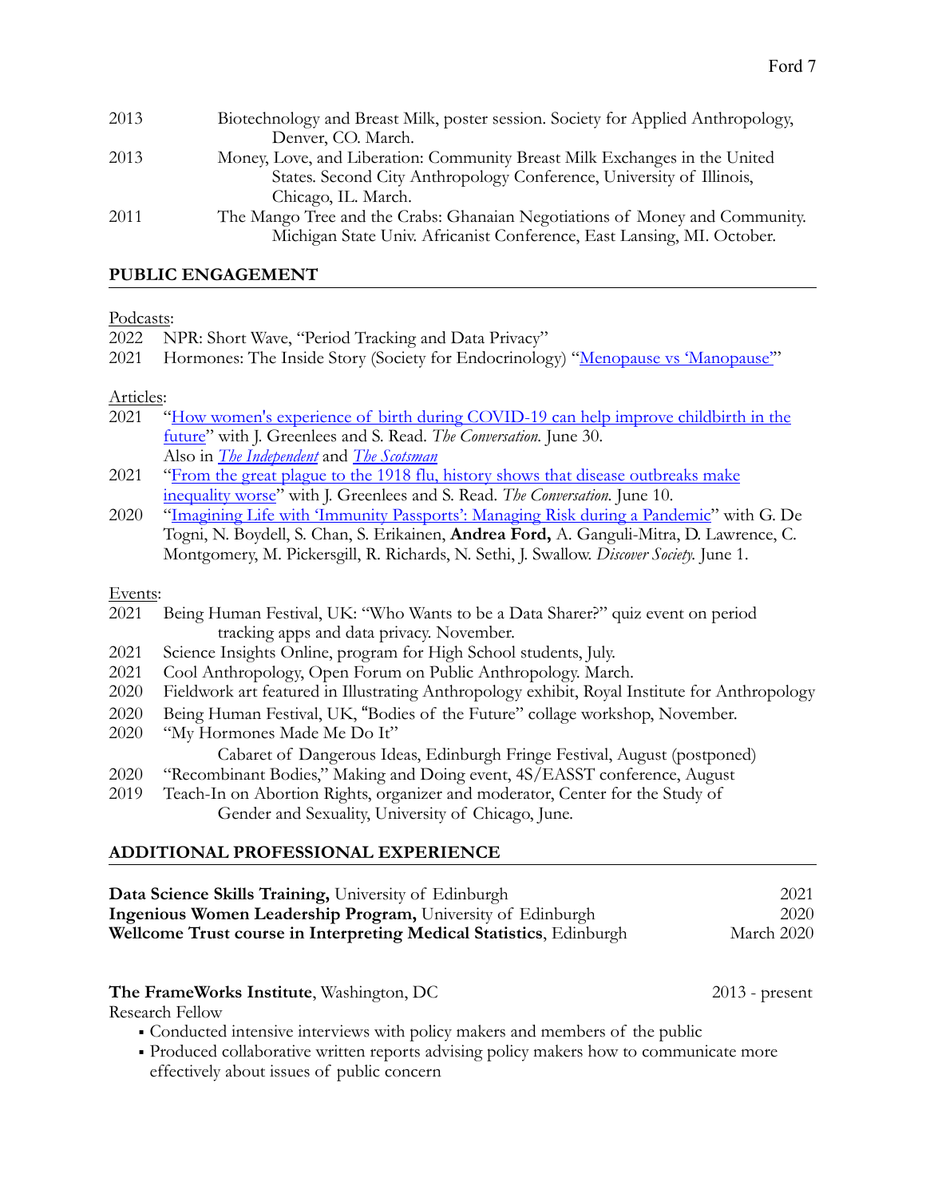2013 Biotechnology and Breast Milk, poster session. Society for Applied Anthropology, Denver, CO. March.

2013 Money, Love, and Liberation: Community Breast Milk Exchanges in the United States. Second City Anthropology Conference, University of Illinois, Chicago, IL. March.

2011 The Mango Tree and the Crabs: Ghanaian Negotiations of Money and Community. Michigan State Univ. Africanist Conference, East Lansing, MI. October.

## PUBLIC ENGAGEMENT

Podcasts:

2022 NPR: Short Wave, "Period Tracking and Data Privacy"

2021 Hormones: The Inside Story (Society for Endocrinology) "Menopause vs 'Manopause'"

Articles:

2021 "How women's experience of birth during COVID-19 can help improve childbirth in the future" with J. Greenlees and S. Read. *The Conversation.* June 30. Also in *The Independent* and *The Scotsman*

2021 "From the great plague to the 1918 flu, history shows that disease outbreaks make inequality worse" with J. Greenlees and S. Read. *The Conversation.* June 10.

2020 "Imagining Life with 'Immunity Passports': Managing Risk during a Pandemic" with G. De Togni, N. Boydell, S. Chan, S. Erikainen, **Andrea Ford,** A. Ganguli-Mitra, D. Lawrence, C. Montgomery, M. Pickersgill, R. Richards, N. Sethi, J. Swallow. *Discover Society.* June 1.

Events:

2021 Being Human Festival, UK: "Who Wants to be a Data Sharer?" quiz event on period tracking apps and data privacy. November.

2021 Science Insights Online, program for High School students, July.

2021 Cool Anthropology, Open Forum on Public Anthropology. March.

2020 Fieldwork art featured in Illustrating Anthropology exhibit, Royal Institute for Anthropology

2020 Being Human Festival, UK, "Bodies of the Future" collage workshop, November.

2020 "My Hormones Made Me Do It" Cabaret of Dangerous Ideas, Edinburgh Fringe Festival, August (postponed)

2020 "Recombinant Bodies," Making and Doing event, 4S/EASST conference, August

2019 Teach-In on Abortion Rights, organizer and moderator, Center for the Study of Gender and Sexuality, University of Chicago, June.

## ADDITIONAL PROFESSIONAL EXPERIENCE

**Data Science Skills Training,** University of Edinburgh — 2021

**Ingenious Women Leadership Program,** University of Edinburgh — 2020

**Wellcome Trust course in Interpreting Medical Statistics**, Edinburgh — March 2020

**The FrameWorks Institute**, Washington, DC — 2013 - present

Research Fellow

- Conducted intensive interviews with policy makers and members of the public
- Produced collaborative written reports advising policy makers how to communicate more effectively about issues of public concern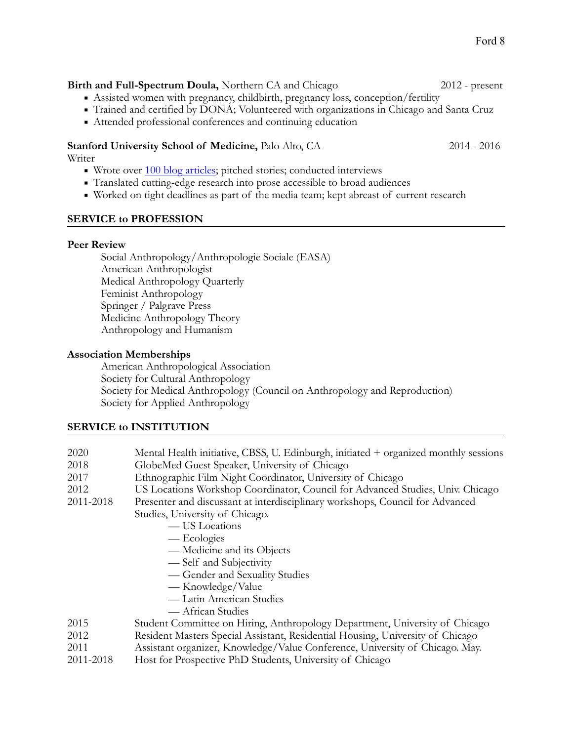**Birth and Full-Spectrum Doula,** Northern CA and Chicago 2012 - present

- Assisted women with pregnancy, childbirth, pregnancy loss, conception/fertility
- Trained and certified by DONA; Volunteered with organizations in Chicago and Santa Cruz
- Attended professional conferences and continuing education

**Stanford University School of Medicine,** Palo Alto, CA 2014 - 2016

Writer

- Wrote over 100 blog articles; pitched stories; conducted interviews
- Translated cutting-edge research into prose accessible to broad audiences
- Worked on tight deadlines as part of the media team; kept abreast of current research

## SERVICE to PROFESSION

**Peer Review**

Social Anthropology/Anthropologie Sociale (EASA)
American Anthropologist
Medical Anthropology Quarterly
Feminist Anthropology
Springer / Palgrave Press
Medicine Anthropology Theory
Anthropology and Humanism

**Association Memberships**

American Anthropological Association
Society for Cultural Anthropology
Society for Medical Anthropology (Council on Anthropology and Reproduction)
Society for Applied Anthropology

## SERVICE to INSTITUTION

| | |
|---|---|
| 2020 | Mental Health initiative, CBSS, U. Edinburgh, initiated + organized monthly sessions |
| 2018 | GlobeMed Guest Speaker, University of Chicago |
| 2017 | Ethnographic Film Night Coordinator, University of Chicago |
| 2012 | US Locations Workshop Coordinator, Council for Advanced Studies, Univ. Chicago |
| 2011-2018 | Presenter and discussant at interdisciplinary workshops, Council for Advanced Studies, University of Chicago. — US Locations — Ecologies — Medicine and its Objects — Self and Subjectivity — Gender and Sexuality Studies — Knowledge/Value — Latin American Studies — African Studies |
| 2015 | Student Committee on Hiring, Anthropology Department, University of Chicago |
| 2012 | Resident Masters Special Assistant, Residential Housing, University of Chicago |
| 2011 | Assistant organizer, Knowledge/Value Conference, University of Chicago. May. |
| 2011-2018 | Host for Prospective PhD Students, University of Chicago |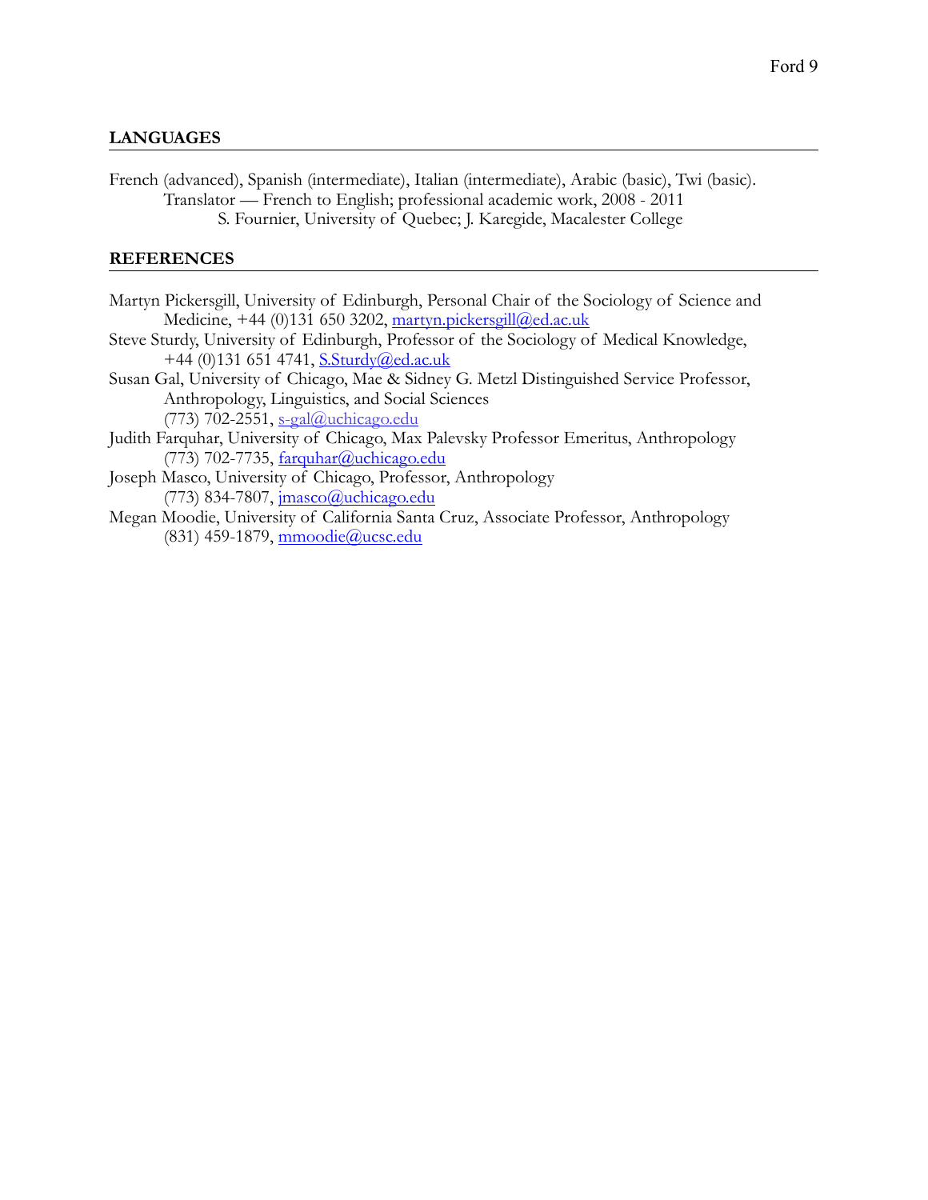## LANGUAGES

French (advanced), Spanish (intermediate), Italian (intermediate), Arabic (basic), Twi (basic).
Translator — French to English; professional academic work, 2008 - 2011
S. Fournier, University of Quebec; J. Karegide, Macalester College

## REFERENCES

Martyn Pickersgill, University of Edinburgh, Personal Chair of the Sociology of Science and Medicine, +44 (0)131 650 3202, martyn.pickersgill@ed.ac.uk
Steve Sturdy, University of Edinburgh, Professor of the Sociology of Medical Knowledge, +44 (0)131 651 4741, S.Sturdy@ed.ac.uk
Susan Gal, University of Chicago, Mae & Sidney G. Metzl Distinguished Service Professor, Anthropology, Linguistics, and Social Sciences
(773) 702-2551, s-gal@uchicago.edu
Judith Farquhar, University of Chicago, Max Palevsky Professor Emeritus, Anthropology
(773) 702-7735, farquhar@uchicago.edu
Joseph Masco, University of Chicago, Professor, Anthropology
(773) 834-7807, jmasco@uchicago.edu
Megan Moodie, University of California Santa Cruz, Associate Professor, Anthropology
(831) 459-1879, mmoodie@ucsc.edu